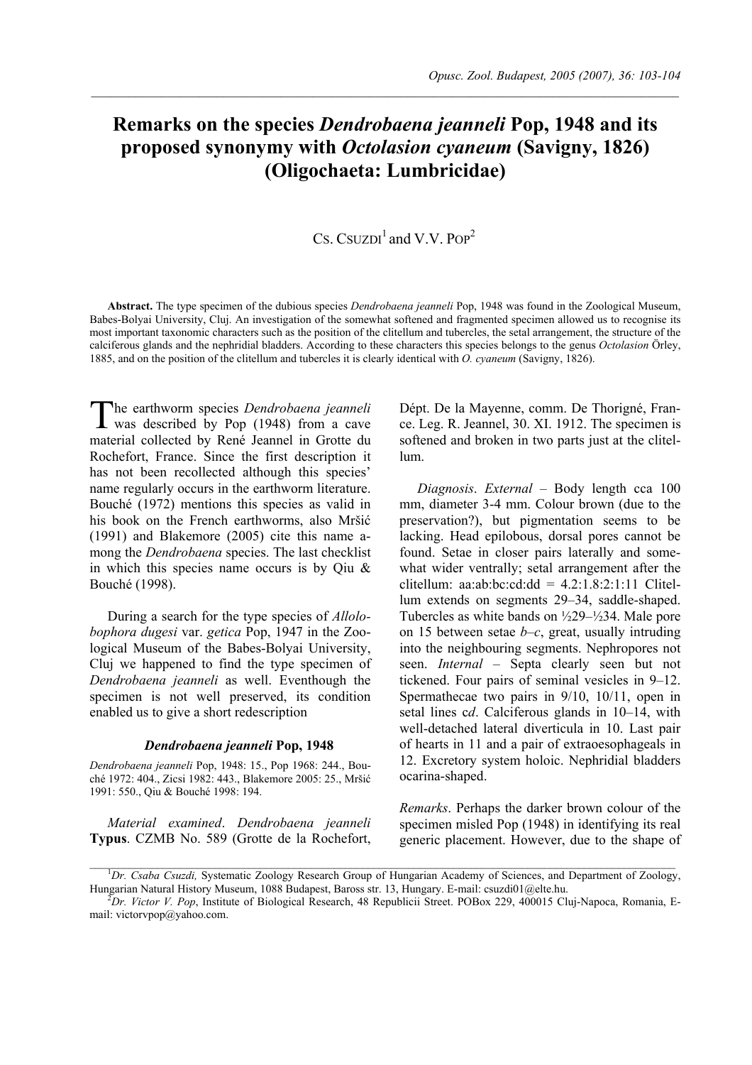# Remarks on the species *Dendrobaena jeanneli* Pop, 1948 and its proposed synonymy with *Octolasion cyaneum* (Savigny, 1826) (Oligochaeta: Lumbricidae)

CS. CSUZDI[1] and V.V. POP[2]

**Abstract.** The type specimen of the dubious species *Dendrobaena jeanneli* Pop, 1948 was found in the Zoological Museum, Babes-Bolyai University, Cluj. An investigation of the somewhat softened and fragmented specimen allowed us to recognise its most important taxonomic characters such as the position of the clitellum and tubercles, the setal arrangement, the structure of the calciferous glands and the nephridial bladders. According to these characters this species belongs to the genus *Octolasion* Örley, 1885, and on the position of the clitellum and tubercles it is clearly identical with *O. cyaneum* (Savigny, 1826).

The earthworm species *Dendrobaena jeanneli* was described by Pop (1948) from a cave material collected by René Jeannel in Grotte du Rochefort, France. Since the first description it has not been recollected although this species' name regularly occurs in the earthworm literature. Bouché (1972) mentions this species as valid in his book on the French earthworms, also Mršić (1991) and Blakemore (2005) cite this name among the *Dendrobaena* species. The last checklist in which this species name occurs is by Qiu & Bouché (1998).

During a search for the type species of *Allolobophora dugesi* var. *getica* Pop, 1947 in the Zoological Museum of the Babes-Bolyai University, Cluj we happened to find the type specimen of *Dendrobaena jeanneli* as well. Eventhough the specimen is not well preserved, its condition enabled us to give a short redescription

### *Dendrobaena jeanneli* Pop, 1948

*Dendrobaena jeanneli* Pop, 1948: 15., Pop 1968: 244., Bouché 1972: 404., Zicsi 1982: 443., Blakemore 2005: 25., Mršić 1991: 550., Qiu & Bouché 1998: 194.

*Material examined*. *Dendrobaena jeanneli* **Typus**. CZMB No. 589 (Grotte de la Rochefort, Dépt. De la Mayenne, comm. De Thorigné, France. Leg. R. Jeannel, 30. XI. 1912. The specimen is softened and broken in two parts just at the clitellum.

*Diagnosis*. *External* – Body length cca 100 mm, diameter 3-4 mm. Colour brown (due to the preservation?), but pigmentation seems to be lacking. Head epilobous, dorsal pores cannot be found. Setae in closer pairs laterally and somewhat wider ventrally; setal arrangement after the clitellum: aa:ab:bc:cd:dd = 4.2:1.8:2:1:11 Clitellum extends on segments 29–34, saddle-shaped. Tubercles as white bands on ½29–½34. Male pore on 15 between setae *b–c*, great, usually intruding into the neighbouring segments. Nephropores not seen. *Internal* – Septa clearly seen but not tickened. Four pairs of seminal vesicles in 9–12. Spermathecae two pairs in 9/10, 10/11, open in setal lines *cd*. Calciferous glands in 10–14, with well-detached lateral diverticula in 10. Last pair of hearts in 11 and a pair of extraoesophageals in 12. Excretory system holoic. Nephridial bladders ocarina-shaped.

*Remarks*. Perhaps the darker brown colour of the specimen misled Pop (1948) in identifying its real generic placement. However, due to the shape of

---

[1] *Dr. Csaba Csuzdi,* Systematic Zoology Research Group of Hungarian Academy of Sciences, and Department of Zoology, Hungarian Natural History Museum, 1088 Budapest, Baross str. 13, Hungary. E-mail: csuzdi01@elte.hu.

[2] *Dr. Victor V. Pop*, Institute of Biological Research, 48 Republicii Street. POBox 229, 400015 Cluj-Napoca, Romania, E-mail: victorvpop@yahoo.com.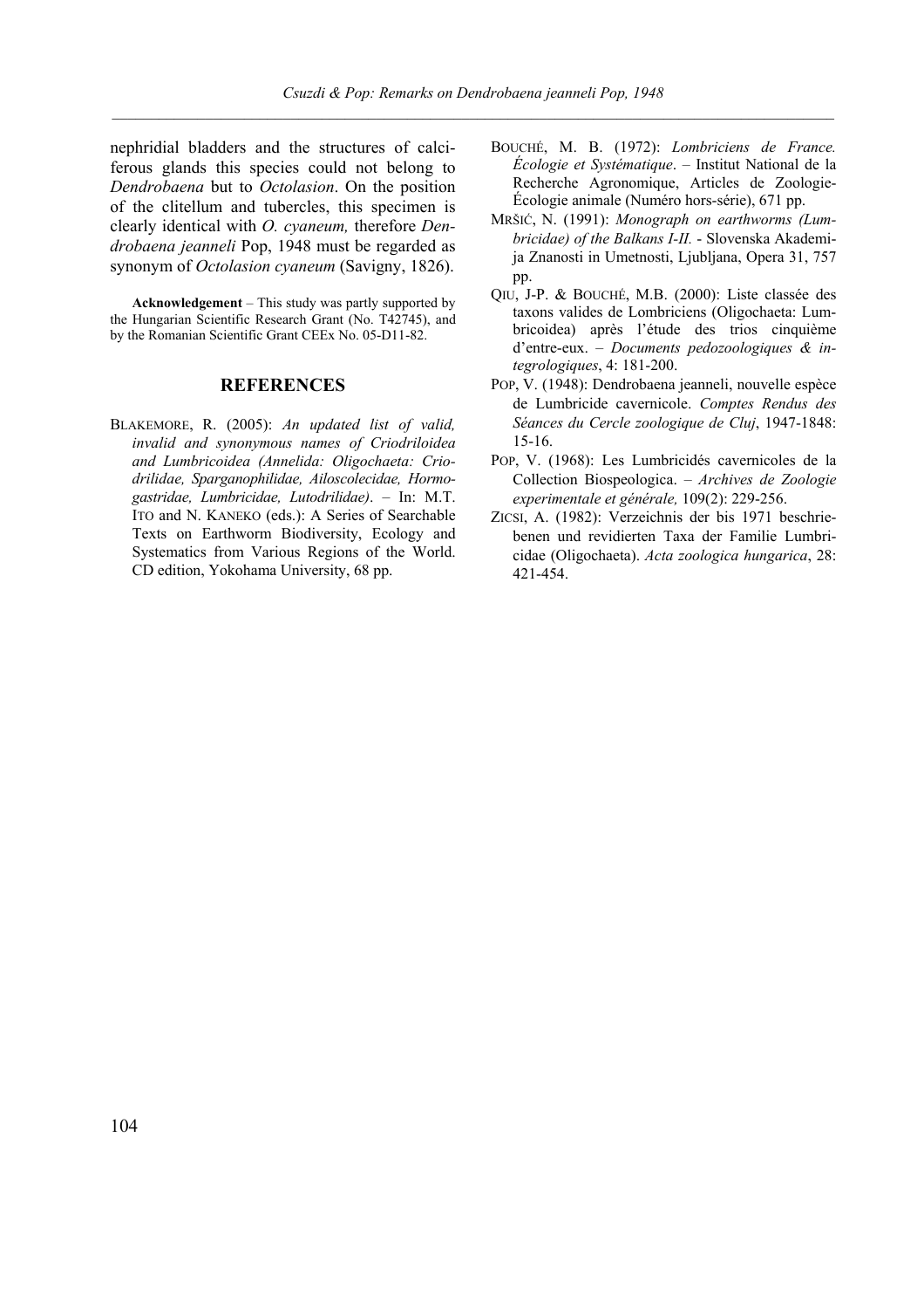nephridial bladders and the structures of calciferous glands this species could not belong to *Dendrobaena* but to *Octolasion*. On the position of the clitellum and tubercles, this specimen is clearly identical with *O. cyaneum,* therefore *Dendrobaena jeanneli* Pop, 1948 must be regarded as synonym of *Octolasion cyaneum* (Savigny, 1826).

**Acknowledgement** – This study was partly supported by the Hungarian Scientific Research Grant (No. T42745), and by the Romanian Scientific Grant CEEx No. 05-D11-82.

## REFERENCES

BLAKEMORE, R. (2005): *An updated list of valid, invalid and synonymous names of Criodriloidea and Lumbricoidea (Annelida: Oligochaeta: Criodrilidae, Sparganophilidae, Ailoscolecidae, Hormogastridae, Lumbricidae, Lutodrilidae)*. – In: M.T. ITO and N. KANEKO (eds.): A Series of Searchable Texts on Earthworm Biodiversity, Ecology and Systematics from Various Regions of the World. CD edition, Yokohama University, 68 pp.

BOUCHÉ, M. B. (1972): *Lombriciens de France. Écologie et Systématique*. – Institut National de la Recherche Agronomique, Articles de Zoologie-Écologie animale (Numéro hors-série), 671 pp.

MRŠIĆ, N. (1991): *Monograph on earthworms (Lumbricidae) of the Balkans I-II.* - Slovenska Akademija Znanosti in Umetnosti, Ljubljana, Opera 31, 757 pp.

QIU, J-P. & BOUCHÉ, M.B. (2000): Liste classée des taxons valides de Lombriciens (Oligochaeta: Lumbricoidea) après l'étude des trios cinquième d'entre-eux. – *Documents pedozoologiques & integrologiques*, 4: 181-200.

POP, V. (1948): Dendrobaena jeanneli, nouvelle espèce de Lumbricide cavernicole. *Comptes Rendus des Séances du Cercle zoologique de Cluj*, 1947-1848: 15-16.

POP, V. (1968): Les Lumbricidés cavernicoles de la Collection Biospeologica. – *Archives de Zoologie experimentale et générale,* 109(2): 229-256.

ZICSI, A. (1982): Verzeichnis der bis 1971 beschriebenen und revidierten Taxa der Familie Lumbricidae (Oligochaeta). *Acta zoologica hungarica*, 28: 421-454.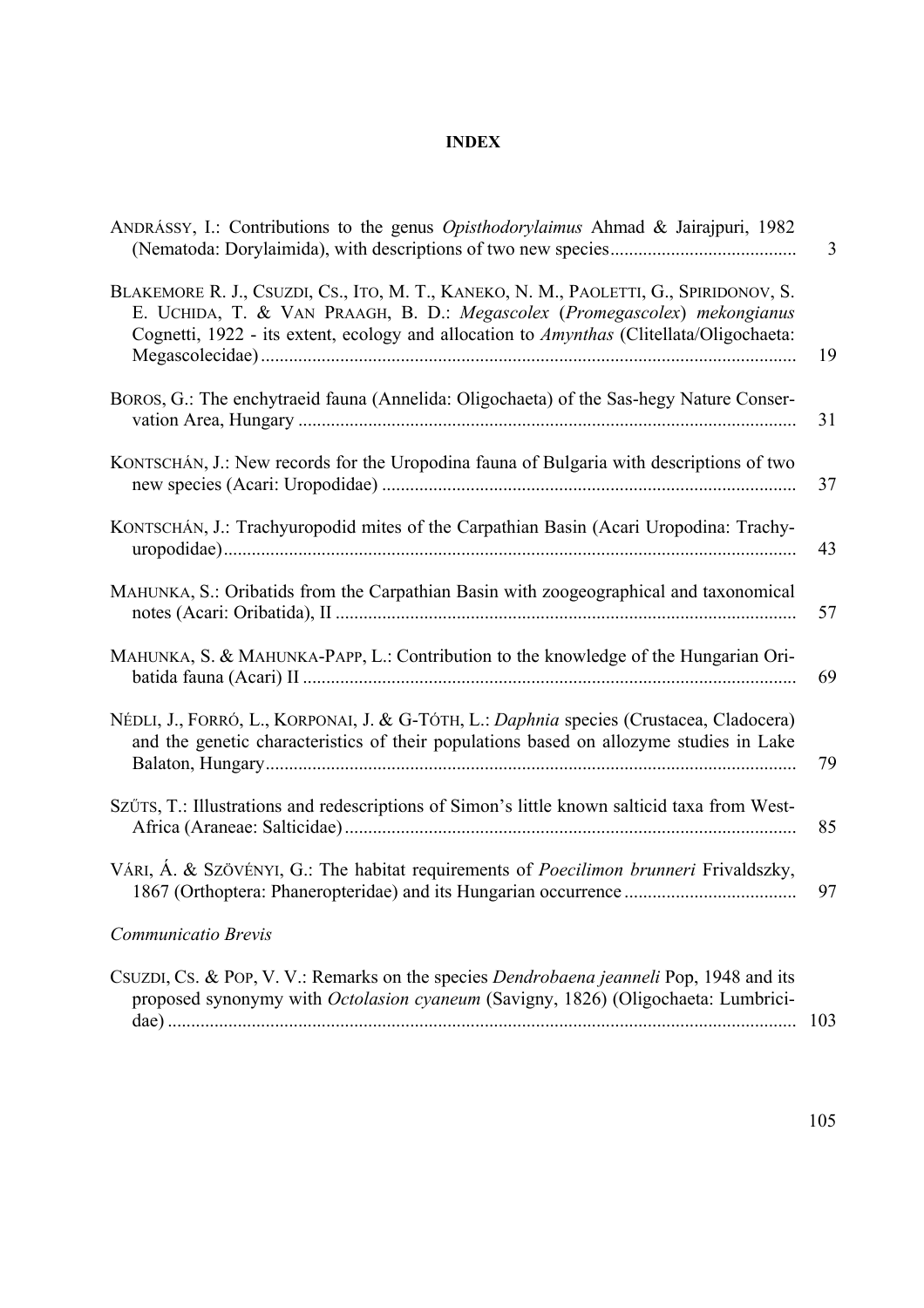**INDEX**

ANDRÁSSY, I.: Contributions to the genus *Opisthodorylaimus* Ahmad & Jairajpuri, 1982 (Nematoda: Dorylaimida), with descriptions of two new species ........................................ 3

BLAKEMORE R. J., CSUZDI, CS., ITO, M. T., KANEKO, N. M., PAOLETTI, G., SPIRIDONOV, S. E. UCHIDA, T. & VAN PRAAGH, B. D.: *Megascolex* (*Promegascolex*) *mekongianus* Cognetti, 1922 - its extent, ecology and allocation to *Amynthas* (Clitellata/Oligochaeta: Megascolecidae) .................................................................................................................. 19

BOROS, G.: The enchytraeid fauna (Annelida: Oligochaeta) of the Sas-hegy Nature Conservation Area, Hungary ........................................................................................................... 31

KONTSCHÁN, J.: New records for the Uropodina fauna of Bulgaria with descriptions of two new species (Acari: Uropodidae) ......................................................................................... 37

KONTSCHÁN, J.: Trachyuropodid mites of the Carpathian Basin (Acari Uropodina: Trachyuropodidae) ........................................................................................................................... 43

MAHUNKA, S.: Oribatids from the Carpathian Basin with zoogeographical and taxonomical notes (Acari: Oribatida), II ................................................................................................... 57

MAHUNKA, S. & MAHUNKA-PAPP, L.: Contribution to the knowledge of the Hungarian Oribatida fauna (Acari) II .......................................................................................................... 69

NÉDLI, J., FORRÓ, L., KORPONAI, J. & G-TÓTH, L.: *Daphnia* species (Crustacea, Cladocera) and the genetic characteristics of their populations based on allozyme studies in Lake Balaton, Hungary ................................................................................................................. 79

SZŰTS, T.: Illustrations and redescriptions of Simon's little known salticid taxa from West-Africa (Araneae: Salticidae) ................................................................................................ 85

VÁRI, Á. & SZÖVÉNYI, G.: The habitat requirements of *Poecilimon brunneri* Frivaldszky, 1867 (Orthoptera: Phaneropteridae) and its Hungarian occurrence ..................................... 97

*Communicatio Brevis*

CSUZDI, CS. & POP, V. V.: Remarks on the species *Dendrobaena jeanneli* Pop, 1948 and its proposed synonymy with *Octolasion cyaneum* (Savigny, 1826) (Oligochaeta: Lumbricidae) ...................................................................................................................... 103